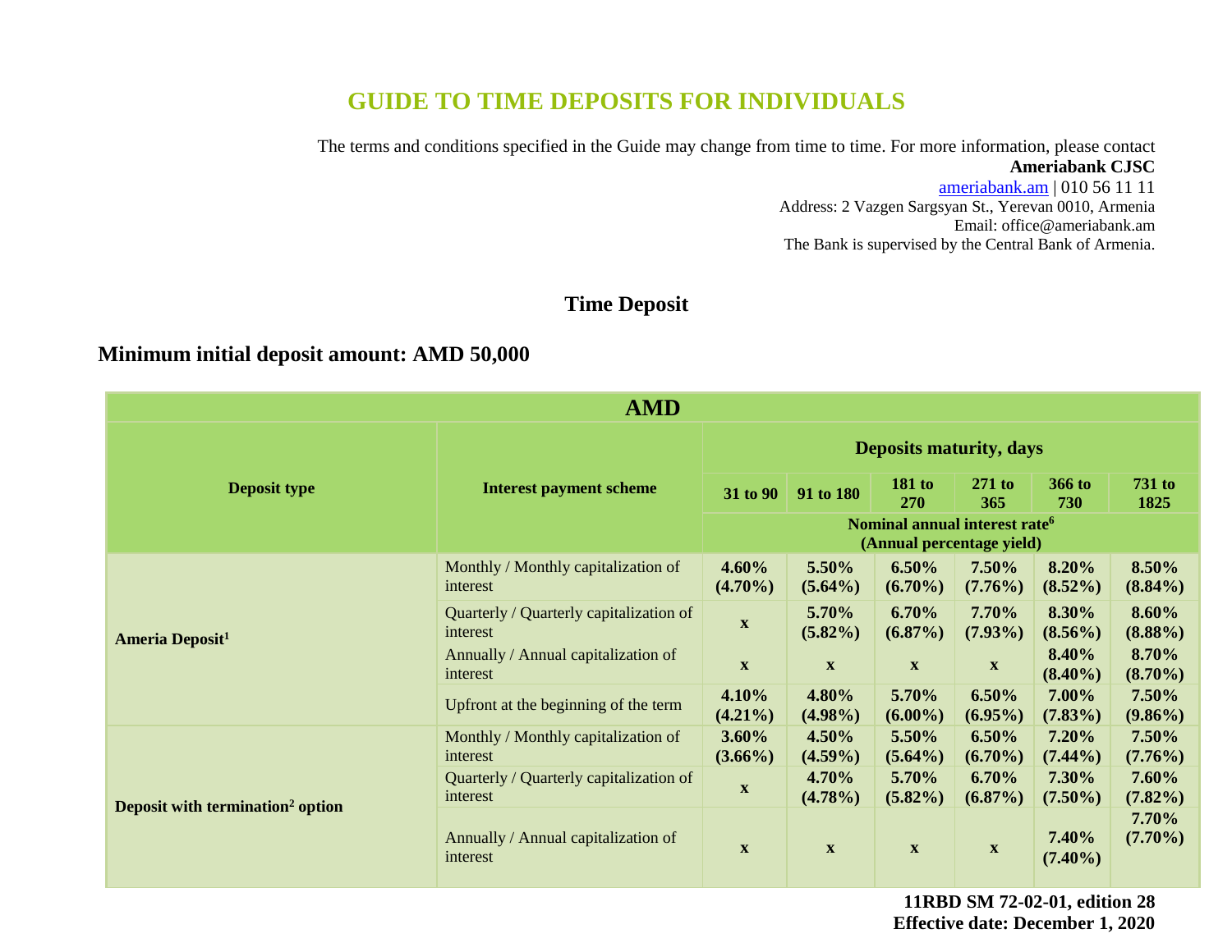# GUIDE TO TIME DEPOSITS FOR INDIVIDUALS

The terms and conditions specified in the Guide may change from time to time. For more information, please contact
**Ameriabank CJSC**
ameriabank.am | 010 56 11 11
Address: 2 Vazgen Sargsyan St., Yerevan 0010, Armenia
Email: office@ameriabank.am
The Bank is supervised by the Central Bank of Armenia.

## Time Deposit

### Minimum initial deposit amount: AMD 50,000

| AMD | | | | | | | |
|---|---|---|---|---|---|---|---|
| **Deposit type** | **Interest payment scheme** | **Deposits maturity, days** | | | | | |
| | | **31 to 90** | **91 to 180** | **181 to 270** | **271 to 365** | **366 to 730** | **731 to 1825** |
| | | **Nominal annual interest rate[6] (Annual percentage yield)** | | | | | |
| **Ameria Deposit[1]** | Monthly / Monthly capitalization of interest | **4.60% (4.70%)** | **5.50% (5.64%)** | **6.50% (6.70%)** | **7.50% (7.76%)** | **8.20% (8.52%)** | **8.50% (8.84%)** |
| | Quarterly / Quarterly capitalization of interest | **x** | **5.70% (5.82%)** | **6.70% (6.87%)** | **7.70% (7.93%)** | **8.30% (8.56%)** | **8.60% (8.88%)** |
| | Annually / Annual capitalization of interest | **x** | **x** | **x** | **x** | **8.40% (8.40%)** | **8.70% (8.70%)** |
| | Upfront at the beginning of the term | **4.10% (4.21%)** | **4.80% (4.98%)** | **5.70% (6.00%)** | **6.50% (6.95%)** | **7.00% (7.83%)** | **7.50% (9.86%)** |
| **Deposit with termination[2] option** | Monthly / Monthly capitalization of interest | **3.60% (3.66%)** | **4.50% (4.59%)** | **5.50% (5.64%)** | **6.50% (6.70%)** | **7.20% (7.44%)** | **7.50% (7.76%)** |
| | Quarterly / Quarterly capitalization of interest | **x** | **4.70% (4.78%)** | **5.70% (5.82%)** | **6.70% (6.87%)** | **7.30% (7.50%)** | **7.60% (7.82%)** |
| | Annually / Annual capitalization of interest | **x** | **x** | **x** | **x** | **7.40% (7.40%)** | **7.70% (7.70%)** |

**11RBD SM 72-02-01, edition 28**
**Effective date: December 1, 2020**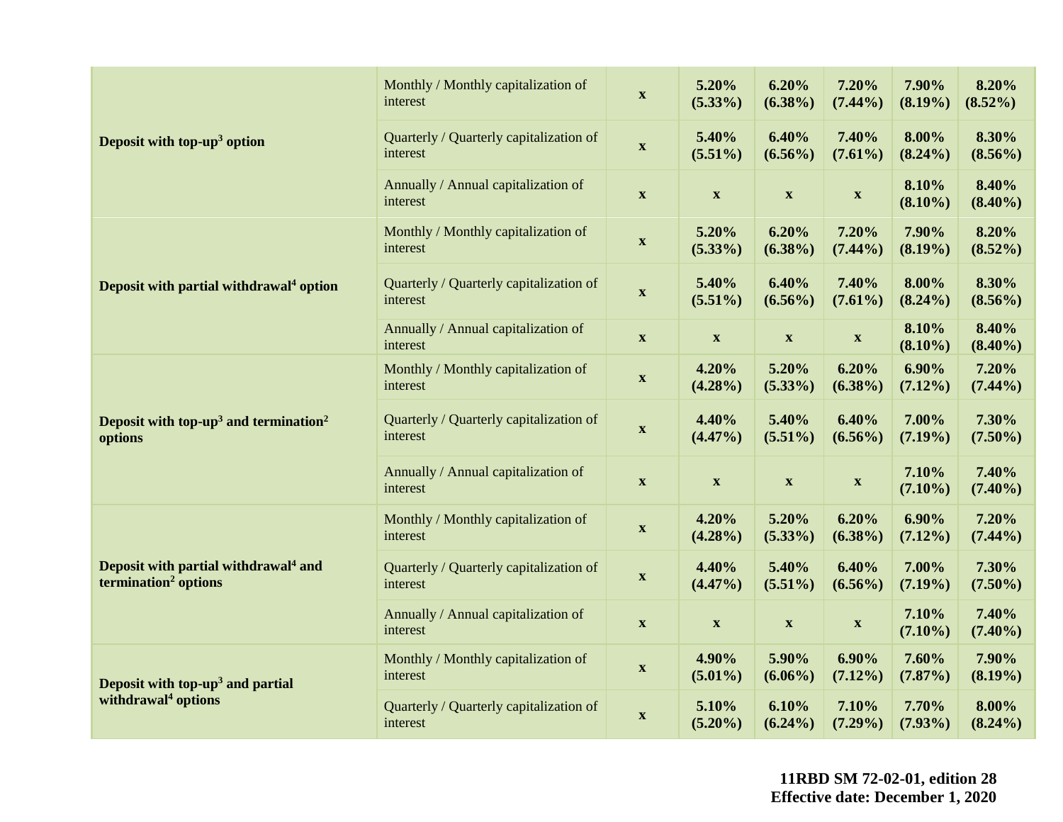| | | | | | | | |
|---|---|---|---|---|---|---|---|
| **Deposit with top-up[3] option** | Monthly / Monthly capitalization of interest | **x** | **5.20% (5.33%)** | **6.20% (6.38%)** | **7.20% (7.44%)** | **7.90% (8.19%)** | **8.20% (8.52%)** |
| | Quarterly / Quarterly capitalization of interest | **x** | **5.40% (5.51%)** | **6.40% (6.56%)** | **7.40% (7.61%)** | **8.00% (8.24%)** | **8.30% (8.56%)** |
| | Annually / Annual capitalization of interest | **x** | **x** | **x** | **x** | **8.10% (8.10%)** | **8.40% (8.40%)** |
| **Deposit with partial withdrawal[4] option** | Monthly / Monthly capitalization of interest | **x** | **5.20% (5.33%)** | **6.20% (6.38%)** | **7.20% (7.44%)** | **7.90% (8.19%)** | **8.20% (8.52%)** |
| | Quarterly / Quarterly capitalization of interest | **x** | **5.40% (5.51%)** | **6.40% (6.56%)** | **7.40% (7.61%)** | **8.00% (8.24%)** | **8.30% (8.56%)** |
| | Annually / Annual capitalization of interest | **x** | **x** | **x** | **x** | **8.10% (8.10%)** | **8.40% (8.40%)** |
| **Deposit with top-up[3] and termination[2] options** | Monthly / Monthly capitalization of interest | **x** | **4.20% (4.28%)** | **5.20% (5.33%)** | **6.20% (6.38%)** | **6.90% (7.12%)** | **7.20% (7.44%)** |
| | Quarterly / Quarterly capitalization of interest | **x** | **4.40% (4.47%)** | **5.40% (5.51%)** | **6.40% (6.56%)** | **7.00% (7.19%)** | **7.30% (7.50%)** |
| | Annually / Annual capitalization of interest | **x** | **x** | **x** | **x** | **7.10% (7.10%)** | **7.40% (7.40%)** |
| **Deposit with partial withdrawal[4] and termination[2] options** | Monthly / Monthly capitalization of interest | **x** | **4.20% (4.28%)** | **5.20% (5.33%)** | **6.20% (6.38%)** | **6.90% (7.12%)** | **7.20% (7.44%)** |
| | Quarterly / Quarterly capitalization of interest | **x** | **4.40% (4.47%)** | **5.40% (5.51%)** | **6.40% (6.56%)** | **7.00% (7.19%)** | **7.30% (7.50%)** |
| | Annually / Annual capitalization of interest | **x** | **x** | **x** | **x** | **7.10% (7.10%)** | **7.40% (7.40%)** |
| **Deposit with top-up[3] and partial withdrawal[4] options** | Monthly / Monthly capitalization of interest | **x** | **4.90% (5.01%)** | **5.90% (6.06%)** | **6.90% (7.12%)** | **7.60% (7.87%)** | **7.90% (8.19%)** |
| | Quarterly / Quarterly capitalization of interest | **x** | **5.10% (5.20%)** | **6.10% (6.24%)** | **7.10% (7.29%)** | **7.70% (7.93%)** | **8.00% (8.24%)** |

**11RBD SM 72-02-01, edition 28**
**Effective date: December 1, 2020**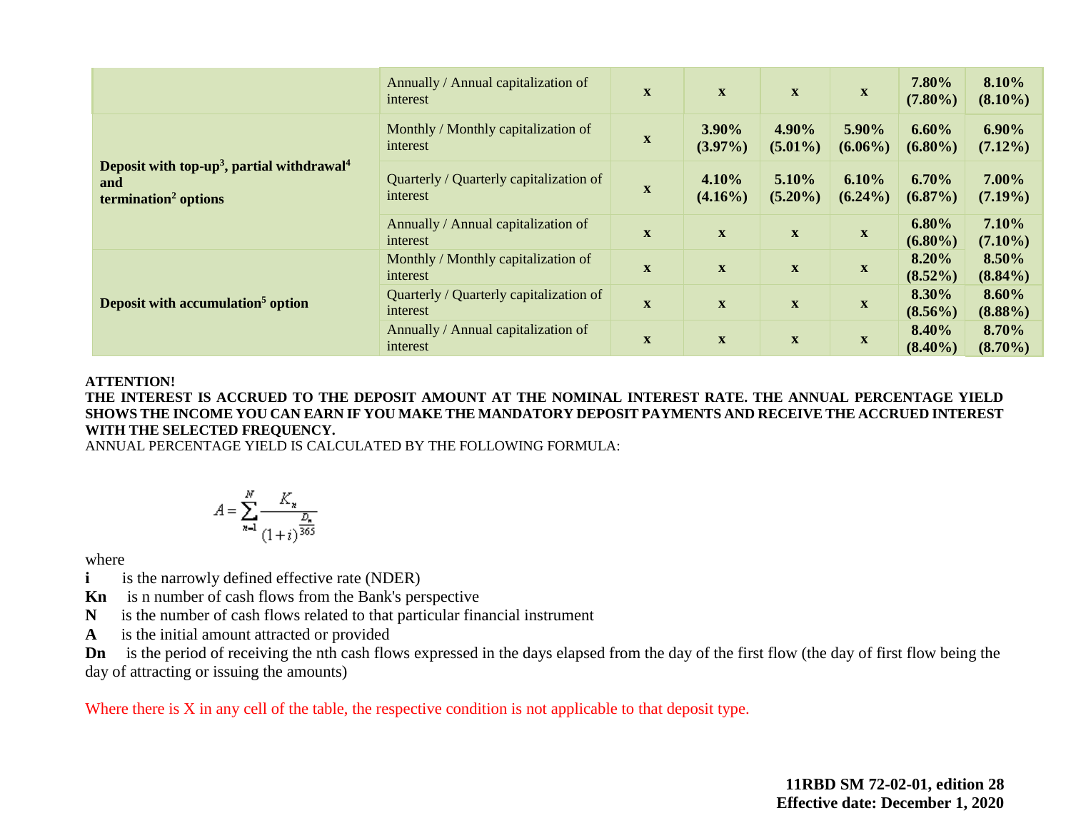| | | | | | | | |
|---|---|---|---|---|---|---|---|
| | Annually / Annual capitalization of interest | x | x | x | x | **7.80% (7.80%)** | **8.10% (8.10%)** |
| **Deposit with top-up[3], partial withdrawal[4] and termination[2] options** | Monthly / Monthly capitalization of interest | x | **3.90% (3.97%)** | **4.90% (5.01%)** | **5.90% (6.06%)** | **6.60% (6.80%)** | **6.90% (7.12%)** |
| | Quarterly / Quarterly capitalization of interest | x | **4.10% (4.16%)** | **5.10% (5.20%)** | **6.10% (6.24%)** | **6.70% (6.87%)** | **7.00% (7.19%)** |
| | Annually / Annual capitalization of interest | x | x | x | x | **6.80% (6.80%)** | **7.10% (7.10%)** |
| **Deposit with accumulation[5] option** | Monthly / Monthly capitalization of interest | x | x | x | x | **8.20% (8.52%)** | **8.50% (8.84%)** |
| | Quarterly / Quarterly capitalization of interest | x | x | x | x | **8.30% (8.56%)** | **8.60% (8.88%)** |
| | Annually / Annual capitalization of interest | x | x | x | x | **8.40% (8.40%)** | **8.70% (8.70%)** |

**ATTENTION!**

**THE INTEREST IS ACCRUED TO THE DEPOSIT AMOUNT AT THE NOMINAL INTEREST RATE. THE ANNUAL PERCENTAGE YIELD SHOWS THE INCOME YOU CAN EARN IF YOU MAKE THE MANDATORY DEPOSIT PAYMENTS AND RECEIVE THE ACCRUED INTEREST WITH THE SELECTED FREQUENCY.**

ANNUAL PERCENTAGE YIELD IS CALCULATED BY THE FOLLOWING FORMULA:

$$A = \sum_{n=1}^{N} \frac{K_n}{(1+i)^{\frac{D_n}{365}}}$$

where

**i** is the narrowly defined effective rate (NDER)

**Kn** is n number of cash flows from the Bank's perspective

**N** is the number of cash flows related to that particular financial instrument

**A** is the initial amount attracted or provided

**Dn** is the period of receiving the nth cash flows expressed in the days elapsed from the day of the first flow (the day of first flow being the day of attracting or issuing the amounts)

Where there is X in any cell of the table, the respective condition is not applicable to that deposit type.

**11RBD SM 72-02-01, edition 28**
**Effective date: December 1, 2020**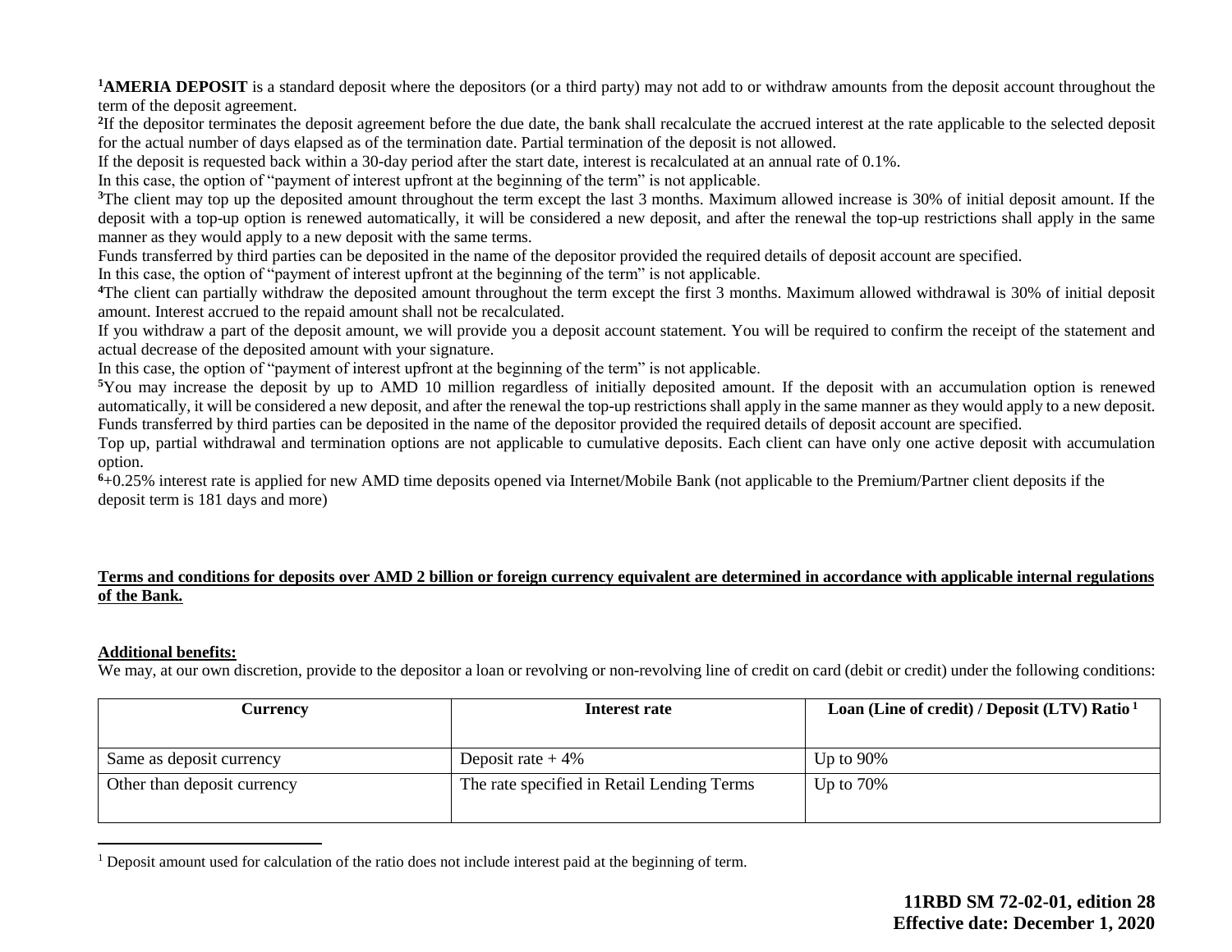[1]**AMERIA DEPOSIT** is a standard deposit where the depositors (or a third party) may not add to or withdraw amounts from the deposit account throughout the term of the deposit agreement.

[2]If the depositor terminates the deposit agreement before the due date, the bank shall recalculate the accrued interest at the rate applicable to the selected deposit for the actual number of days elapsed as of the termination date. Partial termination of the deposit is not allowed.

If the deposit is requested back within a 30-day period after the start date, interest is recalculated at an annual rate of 0.1%.

In this case, the option of "payment of interest upfront at the beginning of the term" is not applicable.

[3]The client may top up the deposited amount throughout the term except the last 3 months. Maximum allowed increase is 30% of initial deposit amount. If the deposit with a top-up option is renewed automatically, it will be considered a new deposit, and after the renewal the top-up restrictions shall apply in the same manner as they would apply to a new deposit with the same terms.

Funds transferred by third parties can be deposited in the name of the depositor provided the required details of deposit account are specified.

In this case, the option of "payment of interest upfront at the beginning of the term" is not applicable.

[4]The client can partially withdraw the deposited amount throughout the term except the first 3 months. Maximum allowed withdrawal is 30% of initial deposit amount. Interest accrued to the repaid amount shall not be recalculated.

If you withdraw a part of the deposit amount, we will provide you a deposit account statement. You will be required to confirm the receipt of the statement and actual decrease of the deposited amount with your signature.

In this case, the option of "payment of interest upfront at the beginning of the term" is not applicable.

[5]You may increase the deposit by up to AMD 10 million regardless of initially deposited amount. If the deposit with an accumulation option is renewed automatically, it will be considered a new deposit, and after the renewal the top-up restrictions shall apply in the same manner as they would apply to a new deposit. Funds transferred by third parties can be deposited in the name of the depositor provided the required details of deposit account are specified.

Top up, partial withdrawal and termination options are not applicable to cumulative deposits. Each client can have only one active deposit with accumulation option.

[6]+0.25% interest rate is applied for new AMD time deposits opened via Internet/Mobile Bank (not applicable to the Premium/Partner client deposits if the deposit term is 181 days and more)

**Terms and conditions for deposits over AMD 2 billion or foreign currency equivalent are determined in accordance with applicable internal regulations of the Bank.**

**Additional benefits:**

We may, at our own discretion, provide to the depositor a loan or revolving or non-revolving line of credit on card (debit or credit) under the following conditions:

| Currency | Interest rate | Loan (Line of credit) / Deposit (LTV) Ratio [1] |
|---|---|---|
| Same as deposit currency | Deposit rate + 4% | Up to 90% |
| Other than deposit currency | The rate specified in Retail Lending Terms | Up to 70% |

[1] Deposit amount used for calculation of the ratio does not include interest paid at the beginning of term.

**11RBD SM 72-02-01, edition 28**
**Effective date: December 1, 2020**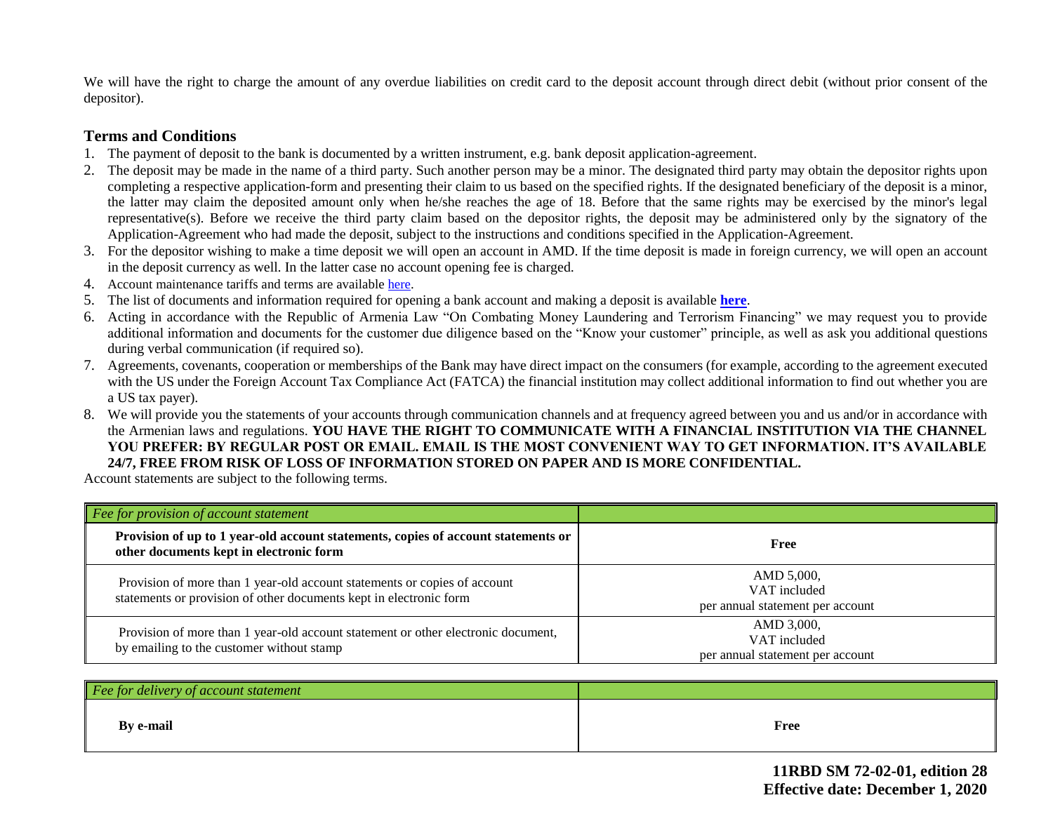We will have the right to charge the amount of any overdue liabilities on credit card to the deposit account through direct debit (without prior consent of the depositor).

## Terms and Conditions

1. The payment of deposit to the bank is documented by a written instrument, e.g. bank deposit application-agreement.
2. The deposit may be made in the name of a third party. Such another person may be a minor. The designated third party may obtain the depositor rights upon completing a respective application-form and presenting their claim to us based on the specified rights. If the designated beneficiary of the deposit is a minor, the latter may claim the deposited amount only when he/she reaches the age of 18. Before that the same rights may be exercised by the minor's legal representative(s). Before we receive the third party claim based on the depositor rights, the deposit may be administered only by the signatory of the Application-Agreement who had made the deposit, subject to the instructions and conditions specified in the Application-Agreement.
3. For the depositor wishing to make a time deposit we will open an account in AMD. If the time deposit is made in foreign currency, we will open an account in the deposit currency as well. In the latter case no account opening fee is charged.
4. Account maintenance tariffs and terms are available here.
5. The list of documents and information required for opening a bank account and making a deposit is available **here**.
6. Acting in accordance with the Republic of Armenia Law "On Combating Money Laundering and Terrorism Financing" we may request you to provide additional information and documents for the customer due diligence based on the "Know your customer" principle, as well as ask you additional questions during verbal communication (if required so).
7. Agreements, covenants, cooperation or memberships of the Bank may have direct impact on the consumers (for example, according to the agreement executed with the US under the Foreign Account Tax Compliance Act (FATCA) the financial institution may collect additional information to find out whether you are a US tax payer).
8. We will provide you the statements of your accounts through communication channels and at frequency agreed between you and us and/or in accordance with the Armenian laws and regulations. **YOU HAVE THE RIGHT TO COMMUNICATE WITH A FINANCIAL INSTITUTION VIA THE CHANNEL YOU PREFER: BY REGULAR POST OR EMAIL. EMAIL IS THE MOST CONVENIENT WAY TO GET INFORMATION. IT'S AVAILABLE 24/7, FREE FROM RISK OF LOSS OF INFORMATION STORED ON PAPER AND IS MORE CONFIDENTIAL.**

Account statements are subject to the following terms.

| *Fee for provision of account statement* | |
|---|---|
| **Provision of up to 1 year-old account statements, copies of account statements or other documents kept in electronic form** | **Free** |
| Provision of more than 1 year-old account statements or copies of account statements or provision of other documents kept in electronic form | AMD 5,000, VAT included per annual statement per account |
| Provision of more than 1 year-old account statement or other electronic document, by emailing to the customer without stamp | AMD 3,000, VAT included per annual statement per account |

| *Fee for delivery of account statement* | |
|---|---|
| **By e-mail** | **Free** |

**11RBD SM 72-02-01, edition 28**
**Effective date: December 1, 2020**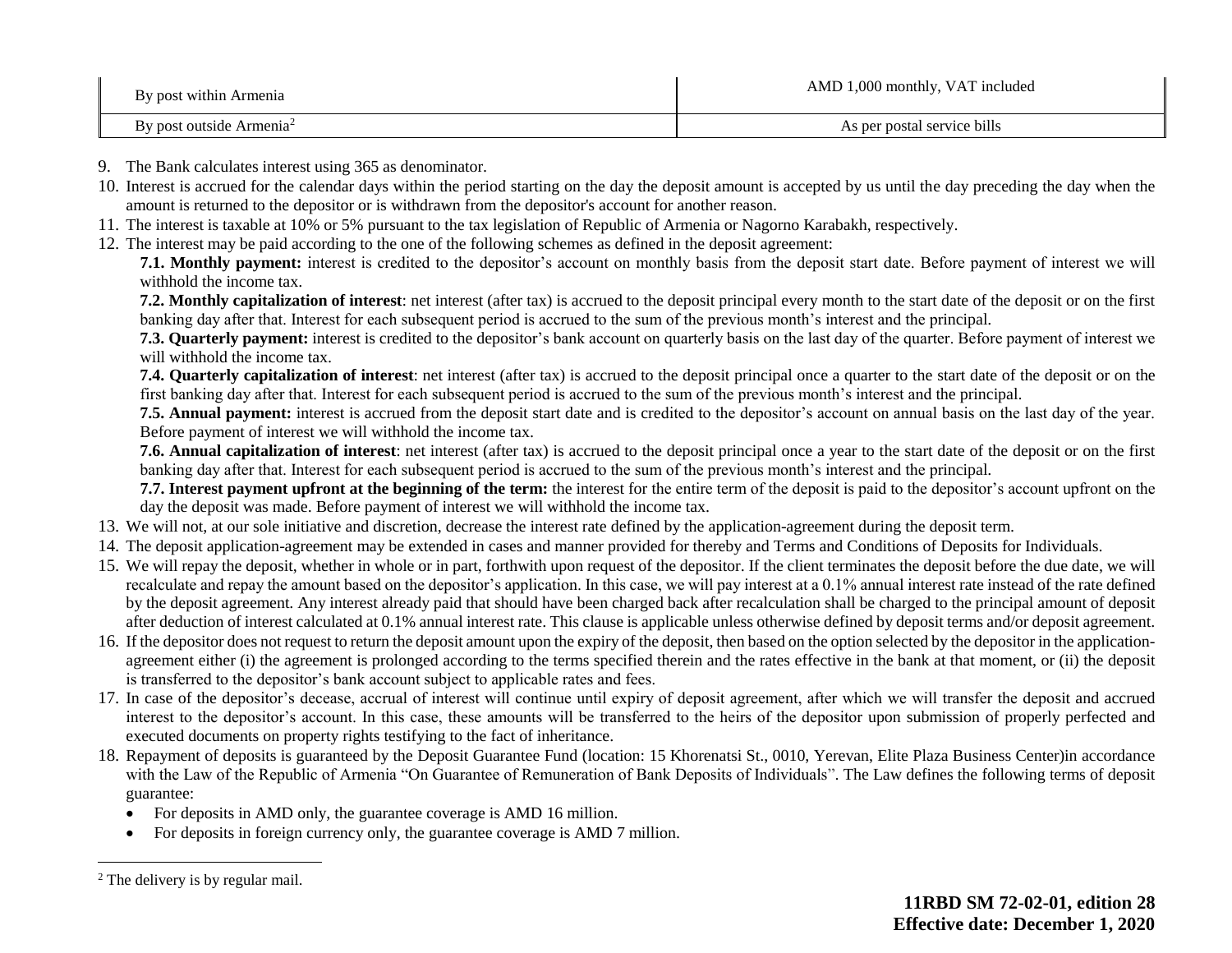| By post within Armenia | AMD 1,000 monthly, VAT included |
| --- | --- |
| By post outside Armenia[2] | As per postal service bills |

9. The Bank calculates interest using 365 as denominator.
10. Interest is accrued for the calendar days within the period starting on the day the deposit amount is accepted by us until the day preceding the day when the amount is returned to the depositor or is withdrawn from the depositor's account for another reason.
11. The interest is taxable at 10% or 5% pursuant to the tax legislation of Republic of Armenia or Nagorno Karabakh, respectively.
12. The interest may be paid according to the one of the following schemes as defined in the deposit agreement:

    **7.1. Monthly payment:** interest is credited to the depositor's account on monthly basis from the deposit start date. Before payment of interest we will withhold the income tax.

    **7.2. Monthly capitalization of interest**: net interest (after tax) is accrued to the deposit principal every month to the start date of the deposit or on the first banking day after that. Interest for each subsequent period is accrued to the sum of the previous month's interest and the principal.

    **7.3. Quarterly payment:** interest is credited to the depositor's bank account on quarterly basis on the last day of the quarter. Before payment of interest we will withhold the income tax.

    **7.4. Quarterly capitalization of interest**: net interest (after tax) is accrued to the deposit principal once a quarter to the start date of the deposit or on the first banking day after that. Interest for each subsequent period is accrued to the sum of the previous month's interest and the principal.

    **7.5. Annual payment:** interest is accrued from the deposit start date and is credited to the depositor's account on annual basis on the last day of the year. Before payment of interest we will withhold the income tax.

    **7.6. Annual capitalization of interest**: net interest (after tax) is accrued to the deposit principal once a year to the start date of the deposit or on the first banking day after that. Interest for each subsequent period is accrued to the sum of the previous month's interest and the principal.

    **7.7. Interest payment upfront at the beginning of the term:** the interest for the entire term of the deposit is paid to the depositor's account upfront on the day the deposit was made. Before payment of interest we will withhold the income tax.
13. We will not, at our sole initiative and discretion, decrease the interest rate defined by the application-agreement during the deposit term.
14. The deposit application-agreement may be extended in cases and manner provided for thereby and Terms and Conditions of Deposits for Individuals.
15. We will repay the deposit, whether in whole or in part, forthwith upon request of the depositor. If the client terminates the deposit before the due date, we will recalculate and repay the amount based on the depositor's application. In this case, we will pay interest at a 0.1% annual interest rate instead of the rate defined by the deposit agreement. Any interest already paid that should have been charged back after recalculation shall be charged to the principal amount of deposit after deduction of interest calculated at 0.1% annual interest rate. This clause is applicable unless otherwise defined by deposit terms and/or deposit agreement.
16. If the depositor does not request to return the deposit amount upon the expiry of the deposit, then based on the option selected by the depositor in the application-agreement either (i) the agreement is prolonged according to the terms specified therein and the rates effective in the bank at that moment, or (ii) the deposit is transferred to the depositor's bank account subject to applicable rates and fees.
17. In case of the depositor's decease, accrual of interest will continue until expiry of deposit agreement, after which we will transfer the deposit and accrued interest to the depositor's account. In this case, these amounts will be transferred to the heirs of the depositor upon submission of properly perfected and executed documents on property rights testifying to the fact of inheritance.
18. Repayment of deposits is guaranteed by the Deposit Guarantee Fund (location: 15 Khorenatsi St., 0010, Yerevan, Elite Plaza Business Center)in accordance with the Law of the Republic of Armenia "On Guarantee of Remuneration of Bank Deposits of Individuals". The Law defines the following terms of deposit guarantee:
    - For deposits in AMD only, the guarantee coverage is AMD 16 million.
    - For deposits in foreign currency only, the guarantee coverage is AMD 7 million.

[2] The delivery is by regular mail.

**11RBD SM 72-02-01, edition 28**
**Effective date: December 1, 2020**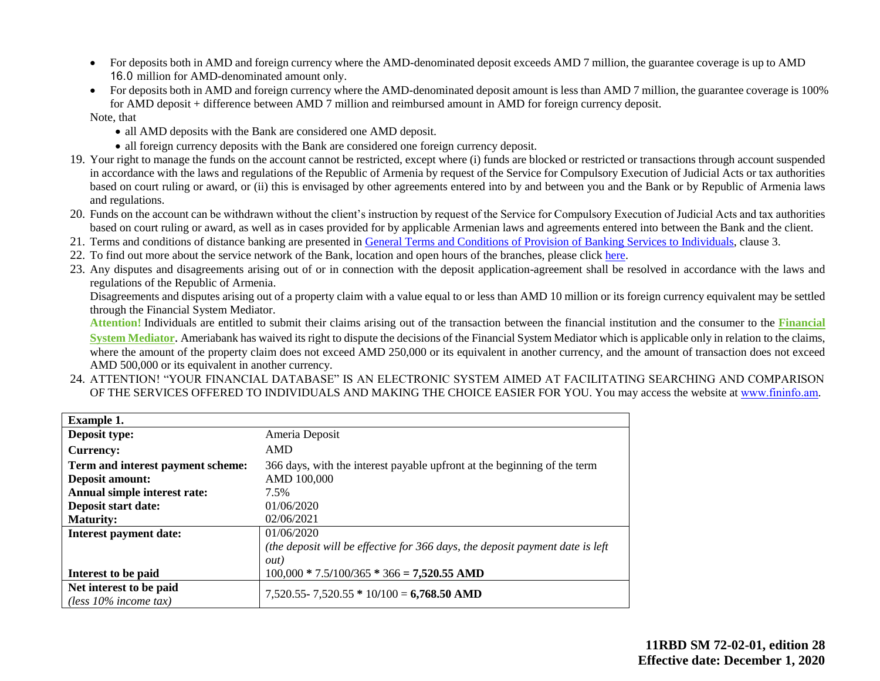- For deposits both in AMD and foreign currency where the AMD-denominated deposit exceeds AMD 7 million, the guarantee coverage is up to AMD 16.0 million for AMD-denominated amount only.
- For deposits both in AMD and foreign currency where the AMD-denominated deposit amount is less than AMD 7 million, the guarantee coverage is 100% for AMD deposit + difference between AMD 7 million and reimbursed amount in AMD for foreign currency deposit.

Note, that

- all AMD deposits with the Bank are considered one AMD deposit.
- all foreign currency deposits with the Bank are considered one foreign currency deposit.

19. Your right to manage the funds on the account cannot be restricted, except where (i) funds are blocked or restricted or transactions through account suspended in accordance with the laws and regulations of the Republic of Armenia by request of the Service for Compulsory Execution of Judicial Acts or tax authorities based on court ruling or award, or (ii) this is envisaged by other agreements entered into by and between you and the Bank or by Republic of Armenia laws and regulations.
20. Funds on the account can be withdrawn without the client's instruction by request of the Service for Compulsory Execution of Judicial Acts and tax authorities based on court ruling or award, as well as in cases provided for by applicable Armenian laws and agreements entered into between the Bank and the client.
21. Terms and conditions of distance banking are presented in General Terms and Conditions of Provision of Banking Services to Individuals, clause 3.
22. To find out more about the service network of the Bank, location and open hours of the branches, please click here.
23. Any disputes and disagreements arising out of or in connection with the deposit application-agreement shall be resolved in accordance with the laws and regulations of the Republic of Armenia.
    Disagreements and disputes arising out of a property claim with a value equal to or less than AMD 10 million or its foreign currency equivalent may be settled through the Financial System Mediator.
    **Attention!** Individuals are entitled to submit their claims arising out of the transaction between the financial institution and the consumer to the **Financial System Mediator**. Ameriabank has waived its right to dispute the decisions of the Financial System Mediator which is applicable only in relation to the claims, where the amount of the property claim does not exceed AMD 250,000 or its equivalent in another currency, and the amount of transaction does not exceed AMD 500,000 or its equivalent in another currency.
24. ATTENTION! "YOUR FINANCIAL DATABASE" IS AN ELECTRONIC SYSTEM AIMED AT FACILITATING SEARCHING AND COMPARISON OF THE SERVICES OFFERED TO INDIVIDUALS AND MAKING THE CHOICE EASIER FOR YOU. You may access the website at www.fininfo.am.

| **Example 1.** | |
|---|---|
| **Deposit type:** | Ameria Deposit |
| **Currency:** | AMD |
| **Term and interest payment scheme:** | 366 days, with the interest payable upfront at the beginning of the term |
| **Deposit amount:** | AMD 100,000 |
| **Annual simple interest rate:** | 7.5% |
| **Deposit start date:** | 01/06/2020 |
| **Maturity:** | 02/06/2021 |
| **Interest payment date:** | 01/06/2020 *(the deposit will be effective for 366 days, the deposit payment date is left out)* |
| **Interest to be paid** | 100,000 * 7.5/100/365 * 366 = **7,520.55 AMD** |
| **Net interest to be paid** *(less 10% income tax)* | 7,520.55- 7,520.55 * 10/100 = **6,768.50 AMD** |

**11RBD SM 72-02-01, edition 28**
**Effective date: December 1, 2020**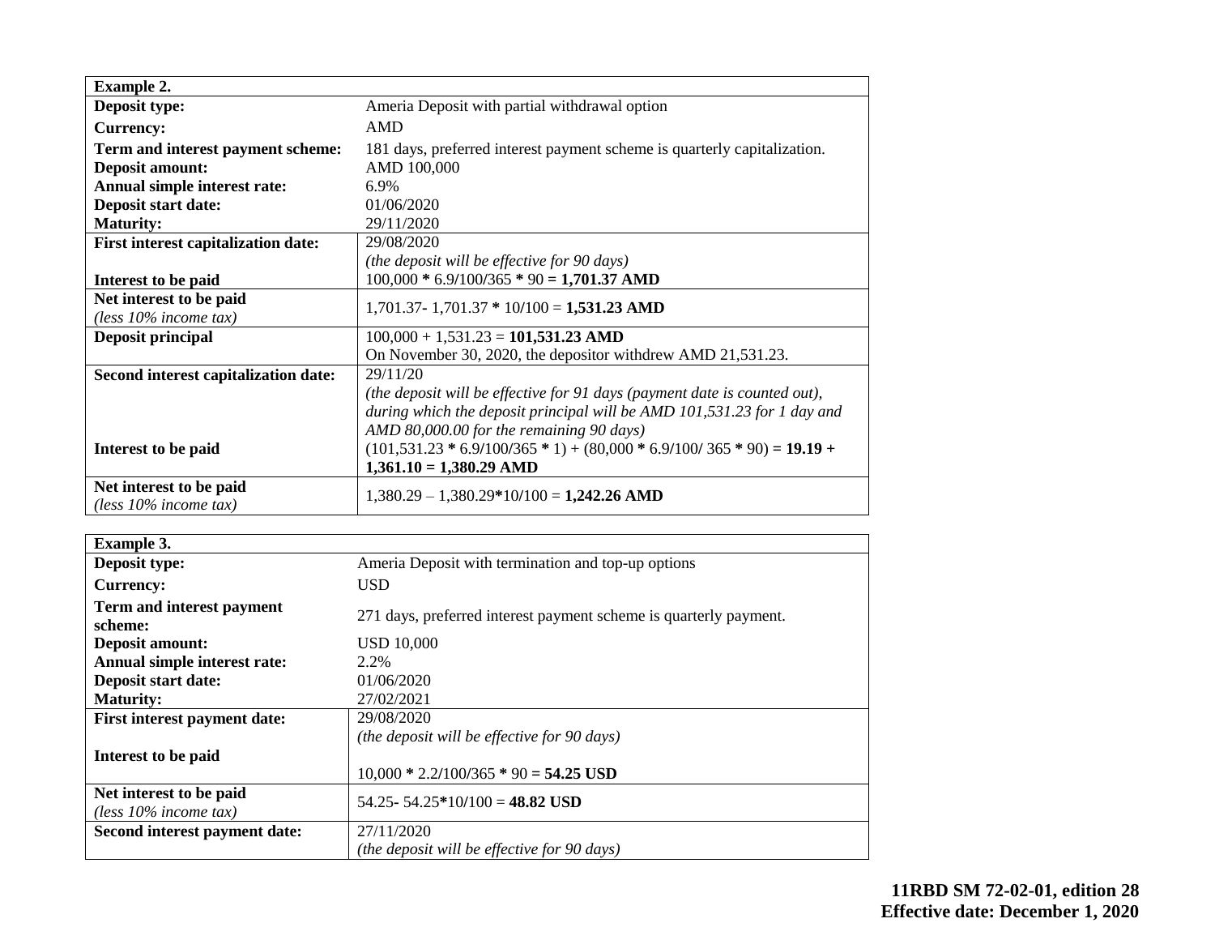| **Example 2.** | |
|---|---|
| **Deposit type:** | Ameria Deposit with partial withdrawal option |
| **Currency:** | AMD |
| **Term and interest payment scheme:** | 181 days, preferred interest payment scheme is quarterly capitalization. |
| **Deposit amount:** | AMD 100,000 |
| **Annual simple interest rate:** | 6.9% |
| **Deposit start date:** | 01/06/2020 |
| **Maturity:** | 29/11/2020 |
| **First interest capitalization date:** | 29/08/2020<br>*(the deposit will be effective for 90 days)* |
| **Interest to be paid** | 100,000 * 6.9/100/365 * 90 = **1,701.37 AMD** |
| **Net interest to be paid**<br>*(less 10% income tax)* | 1,701.37- 1,701.37 * 10/100 = **1,531.23 AMD** |
| **Deposit principal** | 100,000 + 1,531.23 = **101,531.23 AMD**<br>On November 30, 2020, the depositor withdrew AMD 21,531.23. |
| **Second interest capitalization date:** | 29/11/20<br>*(the deposit will be effective for 91 days (payment date is counted out), during which the deposit principal will be AMD 101,531.23 for 1 day and AMD 80,000.00 for the remaining 90 days)* |
| **Interest to be paid** | (101,531.23 * 6.9/100/365 * 1) + (80,000 * 6.9/100/ 365 * 90) **= 19.19 + 1,361.10 = 1,380.29 AMD** |
| **Net interest to be paid**<br>*(less 10% income tax)* | 1,380.29 – 1,380.29*10/100 = **1,242.26 AMD** |

| **Example 3.** | |
|---|---|
| **Deposit type:** | Ameria Deposit with termination and top-up options |
| **Currency:** | USD |
| **Term and interest payment scheme:** | 271 days, preferred interest payment scheme is quarterly payment. |
| **Deposit amount:** | USD 10,000 |
| **Annual simple interest rate:** | 2.2% |
| **Deposit start date:** | 01/06/2020 |
| **Maturity:** | 27/02/2021 |
| **First interest payment date:** | 29/08/2020<br>*(the deposit will be effective for 90 days)* |
| **Interest to be paid** | 10,000 * 2.2/100/365 * 90 **= 54.25 USD** |
| **Net interest to be paid**<br>*(less 10% income tax)* | 54.25- 54.25*10/100 = **48.82 USD** |
| **Second interest payment date:** | 27/11/2020<br>*(the deposit will be effective for 90 days)* |

**11RBD SM 72-02-01, edition 28**
**Effective date: December 1, 2020**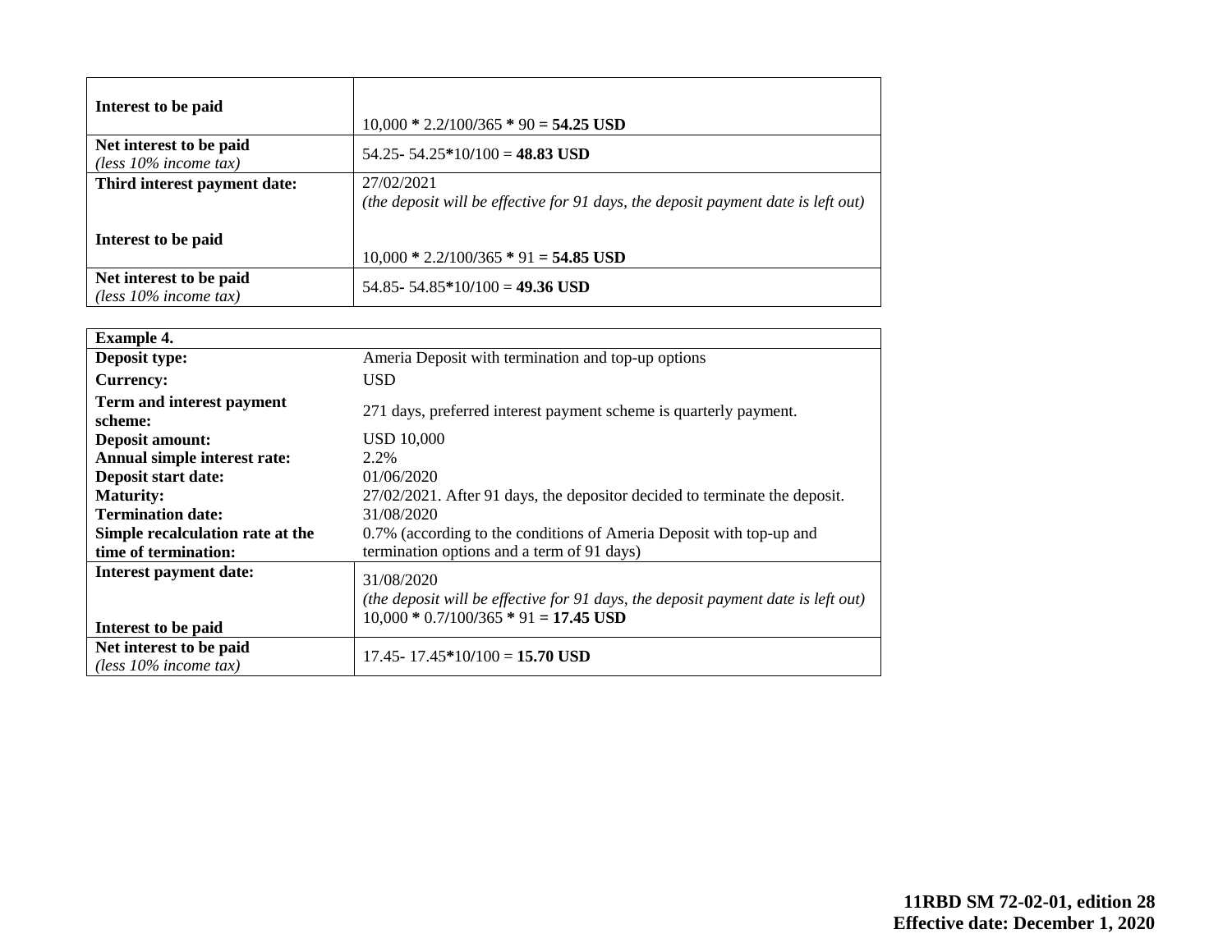| | |
|---|---|
| **Interest to be paid** | 10,000 * 2.2/100/365 * 90 = **54.25 USD** |
| **Net interest to be paid** *(less 10% income tax)* | 54.25- 54.25*10/100 = **48.83 USD** |
| **Third interest payment date:** | 27/02/2021 *(the deposit will be effective for 91 days, the deposit payment date is left out)* |
| **Interest to be paid** | 10,000 * 2.2/100/365 * 91 = **54.85 USD** |
| **Net interest to be paid** *(less 10% income tax)* | 54.85- 54.85*10/100 = **49.36 USD** |

| **Example 4.** | |
|---|---|
| **Deposit type:** | Ameria Deposit with termination and top-up options |
| **Currency:** | USD |
| **Term and interest payment scheme:** | 271 days, preferred interest payment scheme is quarterly payment. |
| **Deposit amount:** | USD 10,000 |
| **Annual simple interest rate:** | 2.2% |
| **Deposit start date:** | 01/06/2020 |
| **Maturity:** | 27/02/2021. After 91 days, the depositor decided to terminate the deposit. |
| **Termination date:** | 31/08/2020 |
| **Simple recalculation rate at the time of termination:** | 0.7% (according to the conditions of Ameria Deposit with top-up and termination options and a term of 91 days) |
| **Interest payment date:** | 31/08/2020 *(the deposit will be effective for 91 days, the deposit payment date is left out)* |
| **Interest to be paid** | 10,000 * 0.7/100/365 * 91 = **17.45 USD** |
| **Net interest to be paid** *(less 10% income tax)* | 17.45- 17.45*10/100 = **15.70 USD** |